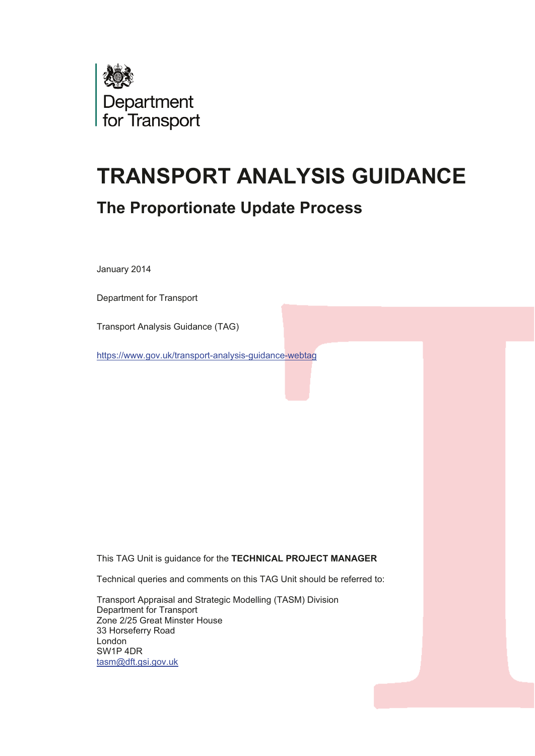Department for Transport

# TRANSPORT ANALYSIS GUIDANCE

## The Proportionate Update Process

January 2014

Department for Transport

Transport Analysis Guidance (TAG)

https://www.gov.uk/transport-analysis-guidance-webtag

This TAG Unit is guidance for the **TECHNICAL PROJECT MANAGER**

Technical queries and comments on this TAG Unit should be referred to:

Transport Appraisal and Strategic Modelling (TASM) Division
Department for Transport
Zone 2/25 Great Minster House
33 Horseferry Road
London
SW1P 4DR
tasm@dft.gsi.gov.uk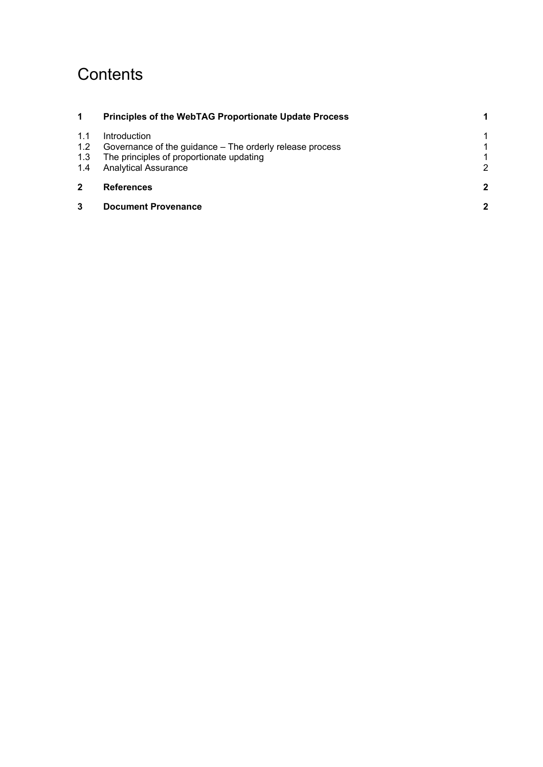# Contents

| | | |
|---|---|---|
| **1** | **Principles of the WebTAG Proportionate Update Process** | **1** |
| 1.1 | Introduction | 1 |
| 1.2 | Governance of the guidance – The orderly release process | 1 |
| 1.3 | The principles of proportionate updating | 1 |
| 1.4 | Analytical Assurance | 2 |
| **2** | **References** | **2** |
| **3** | **Document Provenance** | **2** |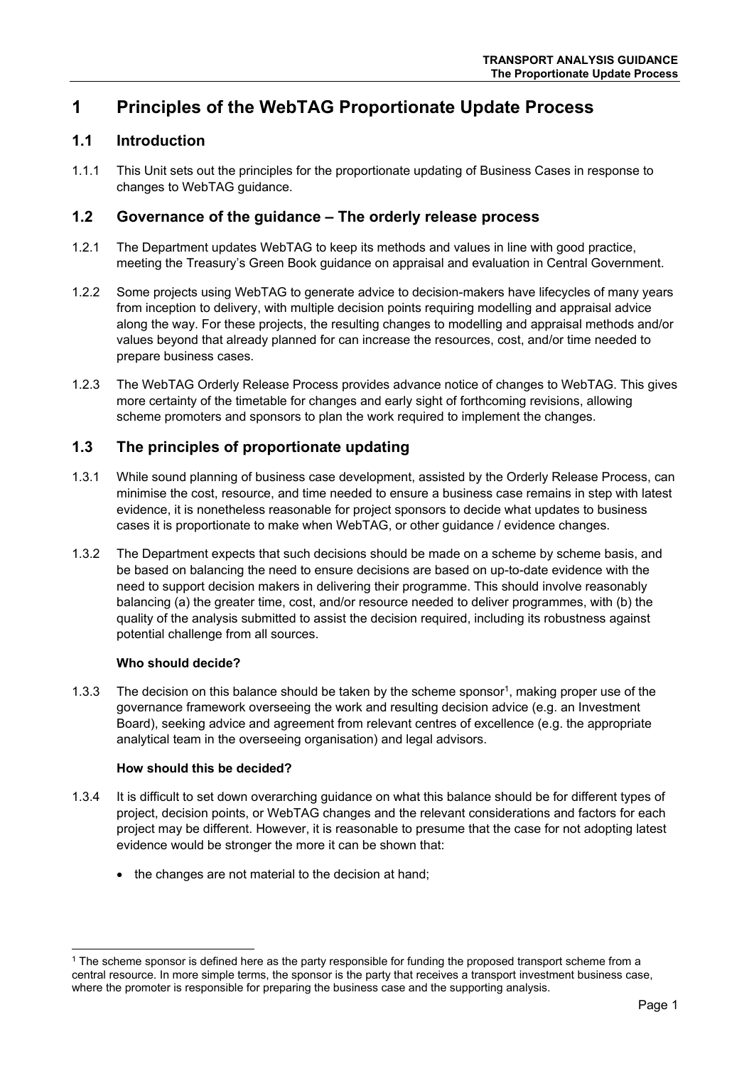# 1 Principles of the WebTAG Proportionate Update Process

## 1.1 Introduction

1.1.1 This Unit sets out the principles for the proportionate updating of Business Cases in response to changes to WebTAG guidance.

## 1.2 Governance of the guidance – The orderly release process

1.2.1 The Department updates WebTAG to keep its methods and values in line with good practice, meeting the Treasury's Green Book guidance on appraisal and evaluation in Central Government.

1.2.2 Some projects using WebTAG to generate advice to decision-makers have lifecycles of many years from inception to delivery, with multiple decision points requiring modelling and appraisal advice along the way. For these projects, the resulting changes to modelling and appraisal methods and/or values beyond that already planned for can increase the resources, cost, and/or time needed to prepare business cases.

1.2.3 The WebTAG Orderly Release Process provides advance notice of changes to WebTAG. This gives more certainty of the timetable for changes and early sight of forthcoming revisions, allowing scheme promoters and sponsors to plan the work required to implement the changes.

## 1.3 The principles of proportionate updating

1.3.1 While sound planning of business case development, assisted by the Orderly Release Process, can minimise the cost, resource, and time needed to ensure a business case remains in step with latest evidence, it is nonetheless reasonable for project sponsors to decide what updates to business cases it is proportionate to make when WebTAG, or other guidance / evidence changes.

1.3.2 The Department expects that such decisions should be made on a scheme by scheme basis, and be based on balancing the need to ensure decisions are based on up-to-date evidence with the need to support decision makers in delivering their programme. This should involve reasonably balancing (a) the greater time, cost, and/or resource needed to deliver programmes, with (b) the quality of the analysis submitted to assist the decision required, including its robustness against potential challenge from all sources.

**Who should decide?**

1.3.3 The decision on this balance should be taken by the scheme sponsor[1], making proper use of the governance framework overseeing the work and resulting decision advice (e.g. an Investment Board), seeking advice and agreement from relevant centres of excellence (e.g. the appropriate analytical team in the overseeing organisation) and legal advisors.

**How should this be decided?**

1.3.4 It is difficult to set down overarching guidance on what this balance should be for different types of project, decision points, or WebTAG changes and the relevant considerations and factors for each project may be different. However, it is reasonable to presume that the case for not adopting latest evidence would be stronger the more it can be shown that:

- the changes are not material to the decision at hand;

[1] The scheme sponsor is defined here as the party responsible for funding the proposed transport scheme from a central resource. In more simple terms, the sponsor is the party that receives a transport investment business case, where the promoter is responsible for preparing the business case and the supporting analysis.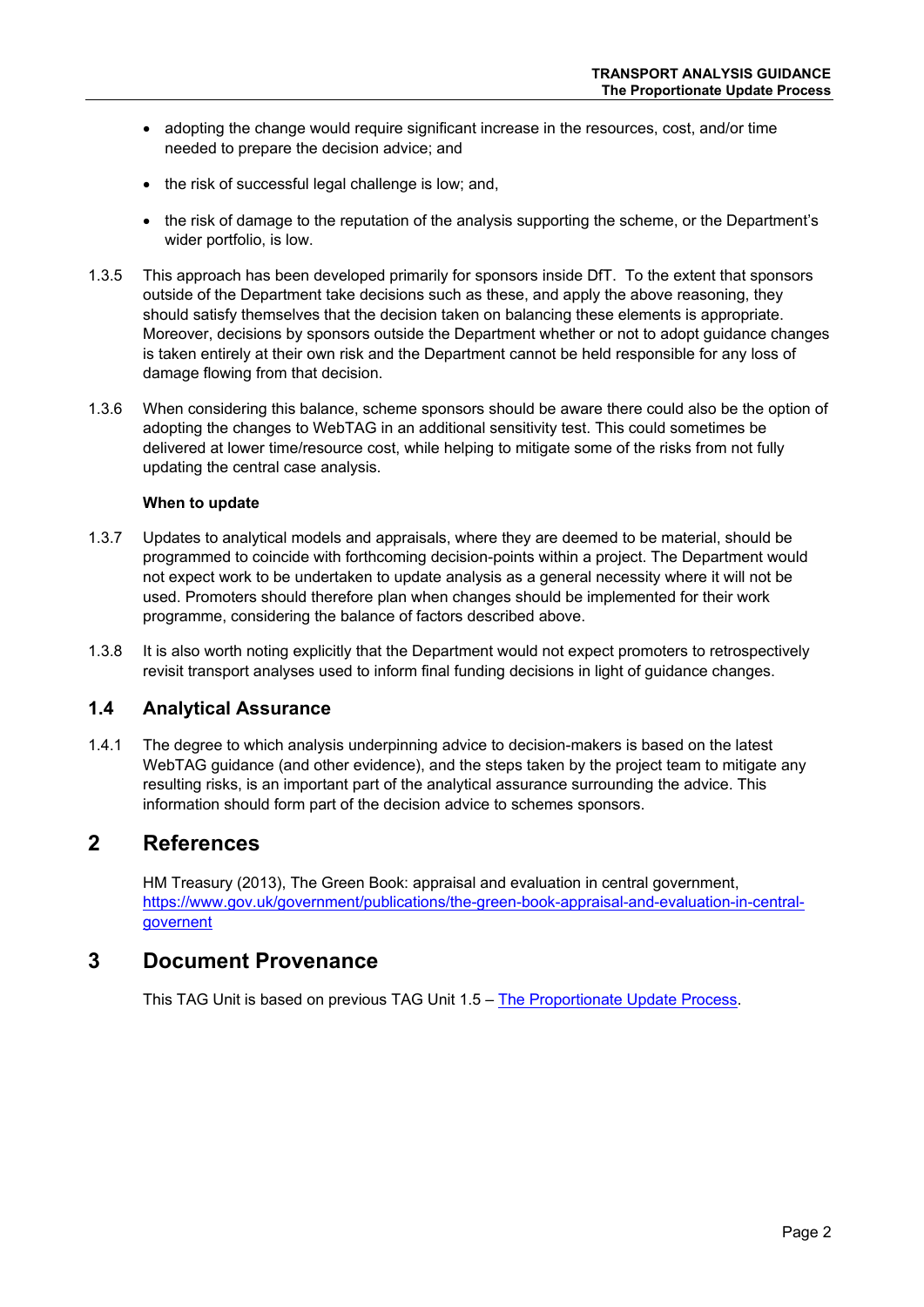- adopting the change would require significant increase in the resources, cost, and/or time needed to prepare the decision advice; and

- the risk of successful legal challenge is low; and,

- the risk of damage to the reputation of the analysis supporting the scheme, or the Department's wider portfolio, is low.

1.3.5 This approach has been developed primarily for sponsors inside DfT. To the extent that sponsors outside of the Department take decisions such as these, and apply the above reasoning, they should satisfy themselves that the decision taken on balancing these elements is appropriate. Moreover, decisions by sponsors outside the Department whether or not to adopt guidance changes is taken entirely at their own risk and the Department cannot be held responsible for any loss of damage flowing from that decision.

1.3.6 When considering this balance, scheme sponsors should be aware there could also be the option of adopting the changes to WebTAG in an additional sensitivity test. This could sometimes be delivered at lower time/resource cost, while helping to mitigate some of the risks from not fully updating the central case analysis.

**When to update**

1.3.7 Updates to analytical models and appraisals, where they are deemed to be material, should be programmed to coincide with forthcoming decision-points within a project. The Department would not expect work to be undertaken to update analysis as a general necessity where it will not be used. Promoters should therefore plan when changes should be implemented for their work programme, considering the balance of factors described above.

1.3.8 It is also worth noting explicitly that the Department would not expect promoters to retrospectively revisit transport analyses used to inform final funding decisions in light of guidance changes.

## 1.4 Analytical Assurance

1.4.1 The degree to which analysis underpinning advice to decision-makers is based on the latest WebTAG guidance (and other evidence), and the steps taken by the project team to mitigate any resulting risks, is an important part of the analytical assurance surrounding the advice. This information should form part of the decision advice to schemes sponsors.

# 2 References

HM Treasury (2013), The Green Book: appraisal and evaluation in central government, [https://www.gov.uk/government/publications/the-green-book-appraisal-and-evaluation-in-central-governent](https://www.gov.uk/government/publications/the-green-book-appraisal-and-evaluation-in-central-governent)

# 3 Document Provenance

This TAG Unit is based on previous TAG Unit 1.5 – The Proportionate Update Process.